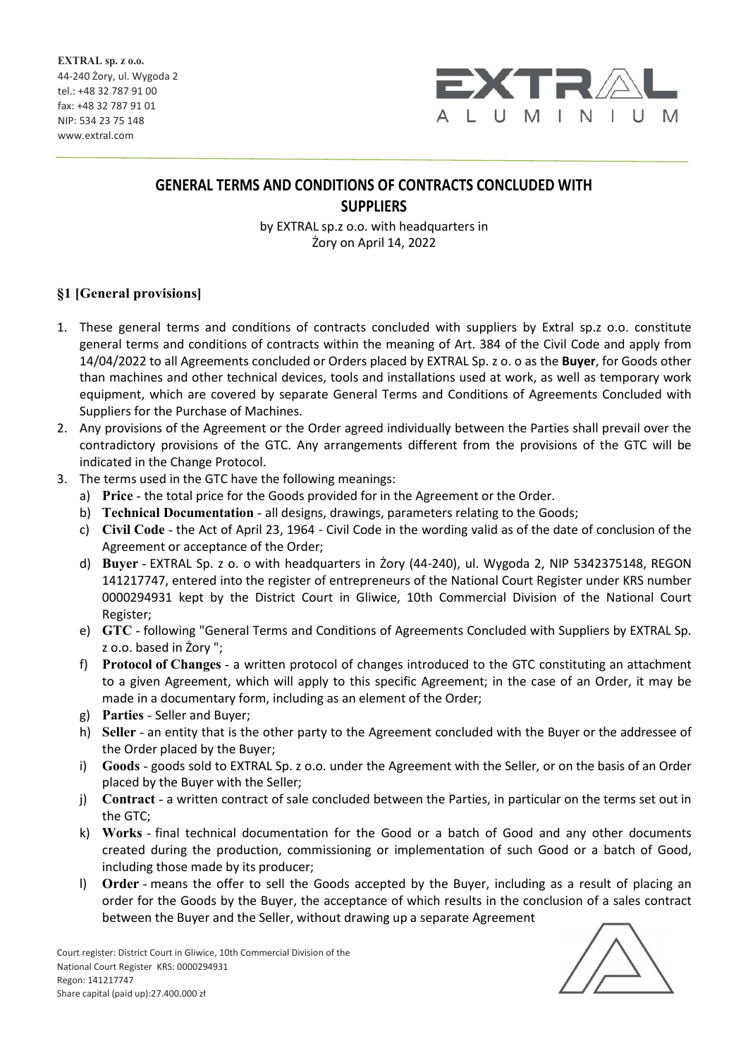**EXTRAL sp. z o.o.**
44-240 Żory, ul. Wygoda 2
tel.: +48 32 787 91 00
fax: +48 32 787 91 01
NIP: 534 23 75 148
www.extral.com

# GENERAL TERMS AND CONDITIONS OF CONTRACTS CONCLUDED WITH SUPPLIERS

by EXTRAL sp.z o.o. with headquarters in Żory on April 14, 2022

## §1 [General provisions]

1. These general terms and conditions of contracts concluded with suppliers by Extral sp.z o.o. constitute general terms and conditions of contracts within the meaning of Art. 384 of the Civil Code and apply from 14/04/2022 to all Agreements concluded or Orders placed by EXTRAL Sp. z o. o as the **Buyer**, for Goods other than machines and other technical devices, tools and installations used at work, as well as temporary work equipment, which are covered by separate General Terms and Conditions of Agreements Concluded with Suppliers for the Purchase of Machines.
2. Any provisions of the Agreement or the Order agreed individually between the Parties shall prevail over the contradictory provisions of the GTC. Any arrangements different from the provisions of the GTC will be indicated in the Change Protocol.
3. The terms used in the GTC have the following meanings:
   a) **Price** - the total price for the Goods provided for in the Agreement or the Order.
   b) **Technical Documentation** - all designs, drawings, parameters relating to the Goods;
   c) **Civil Code** - the Act of April 23, 1964 - Civil Code in the wording valid as of the date of conclusion of the Agreement or acceptance of the Order;
   d) **Buyer** - EXTRAL Sp. z o. o with headquarters in Żory (44-240), ul. Wygoda 2, NIP 5342375148, REGON 141217747, entered into the register of entrepreneurs of the National Court Register under KRS number 0000294931 kept by the District Court in Gliwice, 10th Commercial Division of the National Court Register;
   e) **GTC** - following "General Terms and Conditions of Agreements Concluded with Suppliers by EXTRAL Sp. z o.o. based in Żory ";
   f) **Protocol of Changes** - a written protocol of changes introduced to the GTC constituting an attachment to a given Agreement, which will apply to this specific Agreement; in the case of an Order, it may be made in a documentary form, including as an element of the Order;
   g) **Parties** - Seller and Buyer;
   h) **Seller** - an entity that is the other party to the Agreement concluded with the Buyer or the addressee of the Order placed by the Buyer;
   i) **Goods** - goods sold to EXTRAL Sp. z o.o. under the Agreement with the Seller, or on the basis of an Order placed by the Buyer with the Seller;
   j) **Contract** - a written contract of sale concluded between the Parties, in particular on the terms set out in the GTC;
   k) **Works** - final technical documentation for the Good or a batch of Good and any other documents created during the production, commissioning or implementation of such Good or a batch of Good, including those made by its producer;
   l) **Order** - means the offer to sell the Goods accepted by the Buyer, including as a result of placing an order for the Goods by the Buyer, the acceptance of which results in the conclusion of a sales contract between the Buyer and the Seller, without drawing up a separate Agreement

Court register: District Court in Gliwice, 10th Commercial Division of the National Court Register KRS: 0000294931
Regon: 141217747
Share capital (paid up):27.400.000 zł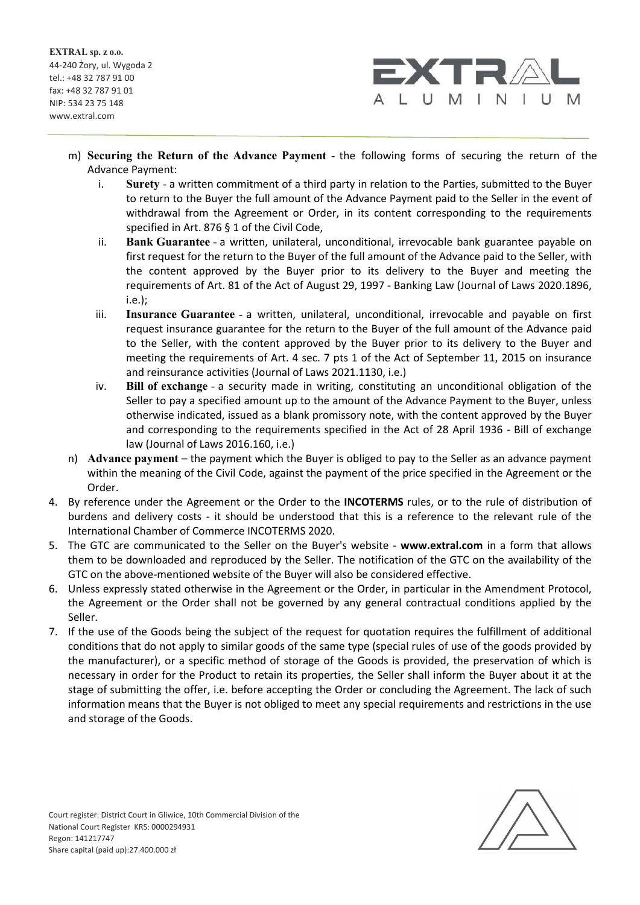m) **Securing the Return of the Advance Payment** - the following forms of securing the return of the Advance Payment:

   i. **Surety** - a written commitment of a third party in relation to the Parties, submitted to the Buyer to return to the Buyer the full amount of the Advance Payment paid to the Seller in the event of withdrawal from the Agreement or Order, in its content corresponding to the requirements specified in Art. 876 § 1 of the Civil Code,

   ii. **Bank Guarantee** - a written, unilateral, unconditional, irrevocable bank guarantee payable on first request for the return to the Buyer of the full amount of the Advance paid to the Seller, with the content approved by the Buyer prior to its delivery to the Buyer and meeting the requirements of Art. 81 of the Act of August 29, 1997 - Banking Law (Journal of Laws 2020.1896, i.e.);

   iii. **Insurance Guarantee** - a written, unilateral, unconditional, irrevocable and payable on first request insurance guarantee for the return to the Buyer of the full amount of the Advance paid to the Seller, with the content approved by the Buyer prior to its delivery to the Buyer and meeting the requirements of Art. 4 sec. 7 pts 1 of the Act of September 11, 2015 on insurance and reinsurance activities (Journal of Laws 2021.1130, i.e.)

   iv. **Bill of exchange** - a security made in writing, constituting an unconditional obligation of the Seller to pay a specified amount up to the amount of the Advance Payment to the Buyer, unless otherwise indicated, issued as a blank promissory note, with the content approved by the Buyer and corresponding to the requirements specified in the Act of 28 April 1936 - Bill of exchange law (Journal of Laws 2016.160, i.e.)

n) **Advance payment** – the payment which the Buyer is obliged to pay to the Seller as an advance payment within the meaning of the Civil Code, against the payment of the price specified in the Agreement or the Order.

4. By reference under the Agreement or the Order to the **INCOTERMS** rules, or to the rule of distribution of burdens and delivery costs - it should be understood that this is a reference to the relevant rule of the International Chamber of Commerce INCOTERMS 2020.
5. The GTC are communicated to the Seller on the Buyer's website - **www.extral.com** in a form that allows them to be downloaded and reproduced by the Seller. The notification of the GTC on the availability of the GTC on the above-mentioned website of the Buyer will also be considered effective.
6. Unless expressly stated otherwise in the Agreement or the Order, in particular in the Amendment Protocol, the Agreement or the Order shall not be governed by any general contractual conditions applied by the Seller.
7. If the use of the Goods being the subject of the request for quotation requires the fulfillment of additional conditions that do not apply to similar goods of the same type (special rules of use of the goods provided by the manufacturer), or a specific method of storage of the Goods is provided, the preservation of which is necessary in order for the Product to retain its properties, the Seller shall inform the Buyer about it at the stage of submitting the offer, i.e. before accepting the Order or concluding the Agreement. The lack of such information means that the Buyer is not obliged to meet any special requirements and restrictions in the use and storage of the Goods.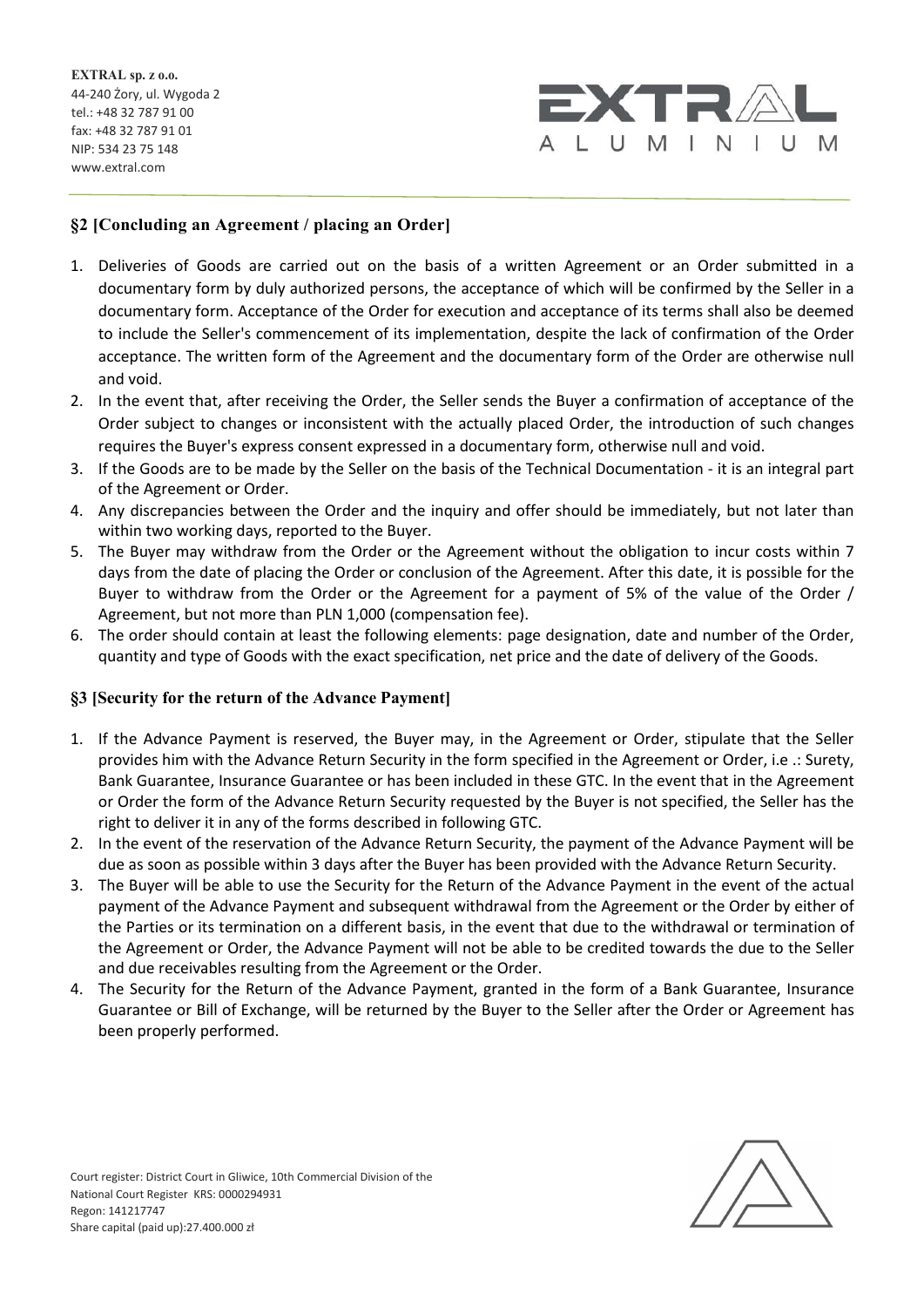## §2 [Concluding an Agreement / placing an Order]

1. Deliveries of Goods are carried out on the basis of a written Agreement or an Order submitted in a documentary form by duly authorized persons, the acceptance of which will be confirmed by the Seller in a documentary form. Acceptance of the Order for execution and acceptance of its terms shall also be deemed to include the Seller's commencement of its implementation, despite the lack of confirmation of the Order acceptance. The written form of the Agreement and the documentary form of the Order are otherwise null and void.
2. In the event that, after receiving the Order, the Seller sends the Buyer a confirmation of acceptance of the Order subject to changes or inconsistent with the actually placed Order, the introduction of such changes requires the Buyer's express consent expressed in a documentary form, otherwise null and void.
3. If the Goods are to be made by the Seller on the basis of the Technical Documentation - it is an integral part of the Agreement or Order.
4. Any discrepancies between the Order and the inquiry and offer should be immediately, but not later than within two working days, reported to the Buyer.
5. The Buyer may withdraw from the Order or the Agreement without the obligation to incur costs within 7 days from the date of placing the Order or conclusion of the Agreement. After this date, it is possible for the Buyer to withdraw from the Order or the Agreement for a payment of 5% of the value of the Order / Agreement, but not more than PLN 1,000 (compensation fee).
6. The order should contain at least the following elements: page designation, date and number of the Order, quantity and type of Goods with the exact specification, net price and the date of delivery of the Goods.

## §3 [Security for the return of the Advance Payment]

1. If the Advance Payment is reserved, the Buyer may, in the Agreement or Order, stipulate that the Seller provides him with the Advance Return Security in the form specified in the Agreement or Order, i.e .: Surety, Bank Guarantee, Insurance Guarantee or has been included in these GTC. In the event that in the Agreement or Order the form of the Advance Return Security requested by the Buyer is not specified, the Seller has the right to deliver it in any of the forms described in following GTC.
2. In the event of the reservation of the Advance Return Security, the payment of the Advance Payment will be due as soon as possible within 3 days after the Buyer has been provided with the Advance Return Security.
3. The Buyer will be able to use the Security for the Return of the Advance Payment in the event of the actual payment of the Advance Payment and subsequent withdrawal from the Agreement or the Order by either of the Parties or its termination on a different basis, in the event that due to the withdrawal or termination of the Agreement or Order, the Advance Payment will not be able to be credited towards the due to the Seller and due receivables resulting from the Agreement or the Order.
4. The Security for the Return of the Advance Payment, granted in the form of a Bank Guarantee, Insurance Guarantee or Bill of Exchange, will be returned by the Buyer to the Seller after the Order or Agreement has been properly performed.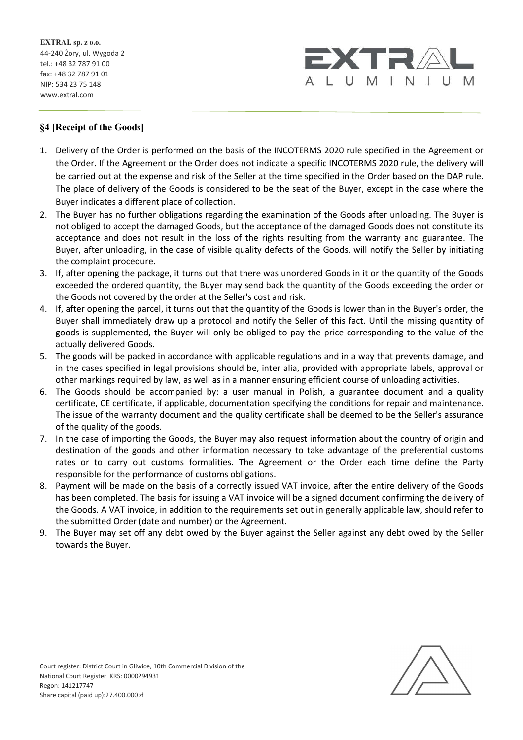## §4 [Receipt of the Goods]

1. Delivery of the Order is performed on the basis of the INCOTERMS 2020 rule specified in the Agreement or the Order. If the Agreement or the Order does not indicate a specific INCOTERMS 2020 rule, the delivery will be carried out at the expense and risk of the Seller at the time specified in the Order based on the DAP rule. The place of delivery of the Goods is considered to be the seat of the Buyer, except in the case where the Buyer indicates a different place of collection.
2. The Buyer has no further obligations regarding the examination of the Goods after unloading. The Buyer is not obliged to accept the damaged Goods, but the acceptance of the damaged Goods does not constitute its acceptance and does not result in the loss of the rights resulting from the warranty and guarantee. The Buyer, after unloading, in the case of visible quality defects of the Goods, will notify the Seller by initiating the complaint procedure.
3. If, after opening the package, it turns out that there was unordered Goods in it or the quantity of the Goods exceeded the ordered quantity, the Buyer may send back the quantity of the Goods exceeding the order or the Goods not covered by the order at the Seller's cost and risk.
4. If, after opening the parcel, it turns out that the quantity of the Goods is lower than in the Buyer's order, the Buyer shall immediately draw up a protocol and notify the Seller of this fact. Until the missing quantity of goods is supplemented, the Buyer will only be obliged to pay the price corresponding to the value of the actually delivered Goods.
5. The goods will be packed in accordance with applicable regulations and in a way that prevents damage, and in the cases specified in legal provisions should be, inter alia, provided with appropriate labels, approval or other markings required by law, as well as in a manner ensuring efficient course of unloading activities.
6. The Goods should be accompanied by: a user manual in Polish, a guarantee document and a quality certificate, CE certificate, if applicable, documentation specifying the conditions for repair and maintenance. The issue of the warranty document and the quality certificate shall be deemed to be the Seller's assurance of the quality of the goods.
7. In the case of importing the Goods, the Buyer may also request information about the country of origin and destination of the goods and other information necessary to take advantage of the preferential customs rates or to carry out customs formalities. The Agreement or the Order each time define the Party responsible for the performance of customs obligations.
8. Payment will be made on the basis of a correctly issued VAT invoice, after the entire delivery of the Goods has been completed. The basis for issuing a VAT invoice will be a signed document confirming the delivery of the Goods. A VAT invoice, in addition to the requirements set out in generally applicable law, should refer to the submitted Order (date and number) or the Agreement.
9. The Buyer may set off any debt owed by the Buyer against the Seller against any debt owed by the Seller towards the Buyer.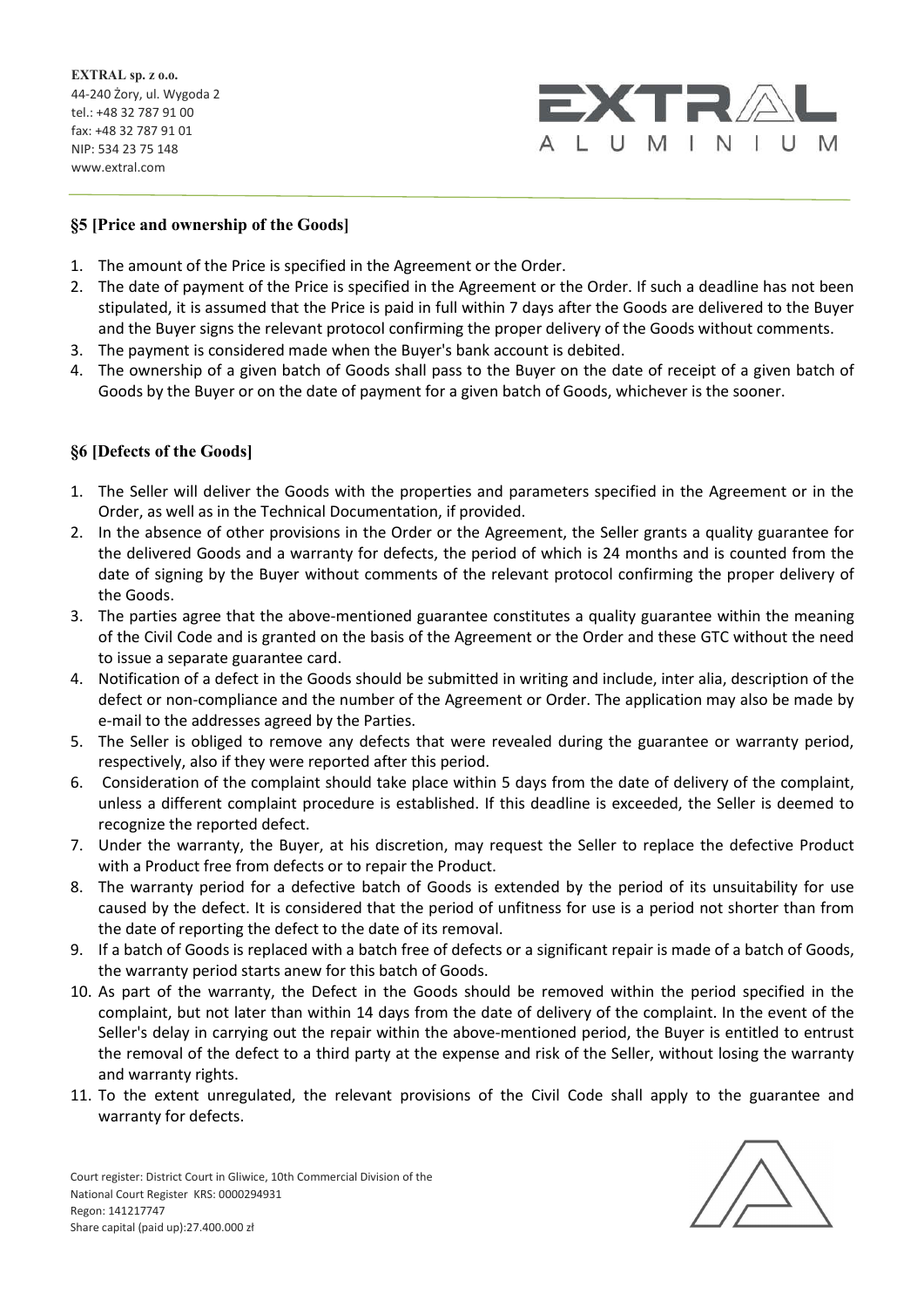### §5 [Price and ownership of the Goods]

1. The amount of the Price is specified in the Agreement or the Order.
2. The date of payment of the Price is specified in the Agreement or the Order. If such a deadline has not been stipulated, it is assumed that the Price is paid in full within 7 days after the Goods are delivered to the Buyer and the Buyer signs the relevant protocol confirming the proper delivery of the Goods without comments.
3. The payment is considered made when the Buyer's bank account is debited.
4. The ownership of a given batch of Goods shall pass to the Buyer on the date of receipt of a given batch of Goods by the Buyer or on the date of payment for a given batch of Goods, whichever is the sooner.

### §6 [Defects of the Goods]

1. The Seller will deliver the Goods with the properties and parameters specified in the Agreement or in the Order, as well as in the Technical Documentation, if provided.
2. In the absence of other provisions in the Order or the Agreement, the Seller grants a quality guarantee for the delivered Goods and a warranty for defects, the period of which is 24 months and is counted from the date of signing by the Buyer without comments of the relevant protocol confirming the proper delivery of the Goods.
3. The parties agree that the above-mentioned guarantee constitutes a quality guarantee within the meaning of the Civil Code and is granted on the basis of the Agreement or the Order and these GTC without the need to issue a separate guarantee card.
4. Notification of a defect in the Goods should be submitted in writing and include, inter alia, description of the defect or non-compliance and the number of the Agreement or Order. The application may also be made by e-mail to the addresses agreed by the Parties.
5. The Seller is obliged to remove any defects that were revealed during the guarantee or warranty period, respectively, also if they were reported after this period.
6. Consideration of the complaint should take place within 5 days from the date of delivery of the complaint, unless a different complaint procedure is established. If this deadline is exceeded, the Seller is deemed to recognize the reported defect.
7. Under the warranty, the Buyer, at his discretion, may request the Seller to replace the defective Product with a Product free from defects or to repair the Product.
8. The warranty period for a defective batch of Goods is extended by the period of its unsuitability for use caused by the defect. It is considered that the period of unfitness for use is a period not shorter than from the date of reporting the defect to the date of its removal.
9. If a batch of Goods is replaced with a batch free of defects or a significant repair is made of a batch of Goods, the warranty period starts anew for this batch of Goods.
10. As part of the warranty, the Defect in the Goods should be removed within the period specified in the complaint, but not later than within 14 days from the date of delivery of the complaint. In the event of the Seller's delay in carrying out the repair within the above-mentioned period, the Buyer is entitled to entrust the removal of the defect to a third party at the expense and risk of the Seller, without losing the warranty and warranty rights.
11. To the extent unregulated, the relevant provisions of the Civil Code shall apply to the guarantee and warranty for defects.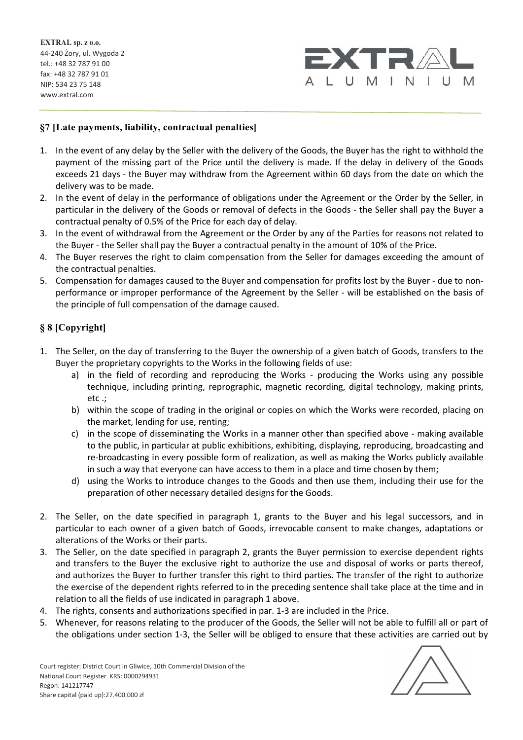## §7 [Late payments, liability, contractual penalties]

1. In the event of any delay by the Seller with the delivery of the Goods, the Buyer has the right to withhold the payment of the missing part of the Price until the delivery is made. If the delay in delivery of the Goods exceeds 21 days - the Buyer may withdraw from the Agreement within 60 days from the date on which the delivery was to be made.
2. In the event of delay in the performance of obligations under the Agreement or the Order by the Seller, in particular in the delivery of the Goods or removal of defects in the Goods - the Seller shall pay the Buyer a contractual penalty of 0.5% of the Price for each day of delay.
3. In the event of withdrawal from the Agreement or the Order by any of the Parties for reasons not related to the Buyer - the Seller shall pay the Buyer a contractual penalty in the amount of 10% of the Price.
4. The Buyer reserves the right to claim compensation from the Seller for damages exceeding the amount of the contractual penalties.
5. Compensation for damages caused to the Buyer and compensation for profits lost by the Buyer - due to non-performance or improper performance of the Agreement by the Seller - will be established on the basis of the principle of full compensation of the damage caused.

## § 8 [Copyright]

1. The Seller, on the day of transferring to the Buyer the ownership of a given batch of Goods, transfers to the Buyer the proprietary copyrights to the Works in the following fields of use:
   a) in the field of recording and reproducing the Works - producing the Works using any possible technique, including printing, reprographic, magnetic recording, digital technology, making prints, etc .;
   b) within the scope of trading in the original or copies on which the Works were recorded, placing on the market, lending for use, renting;
   c) in the scope of disseminating the Works in a manner other than specified above - making available to the public, in particular at public exhibitions, exhibiting, displaying, reproducing, broadcasting and re-broadcasting in every possible form of realization, as well as making the Works publicly available in such a way that everyone can have access to them in a place and time chosen by them;
   d) using the Works to introduce changes to the Goods and then use them, including their use for the preparation of other necessary detailed designs for the Goods.
2. The Seller, on the date specified in paragraph 1, grants to the Buyer and his legal successors, and in particular to each owner of a given batch of Goods, irrevocable consent to make changes, adaptations or alterations of the Works or their parts.
3. The Seller, on the date specified in paragraph 2, grants the Buyer permission to exercise dependent rights and transfers to the Buyer the exclusive right to authorize the use and disposal of works or parts thereof, and authorizes the Buyer to further transfer this right to third parties. The transfer of the right to authorize the exercise of the dependent rights referred to in the preceding sentence shall take place at the time and in relation to all the fields of use indicated in paragraph 1 above.
4. The rights, consents and authorizations specified in par. 1-3 are included in the Price.
5. Whenever, for reasons relating to the producer of the Goods, the Seller will not be able to fulfill all or part of the obligations under section 1-3, the Seller will be obliged to ensure that these activities are carried out by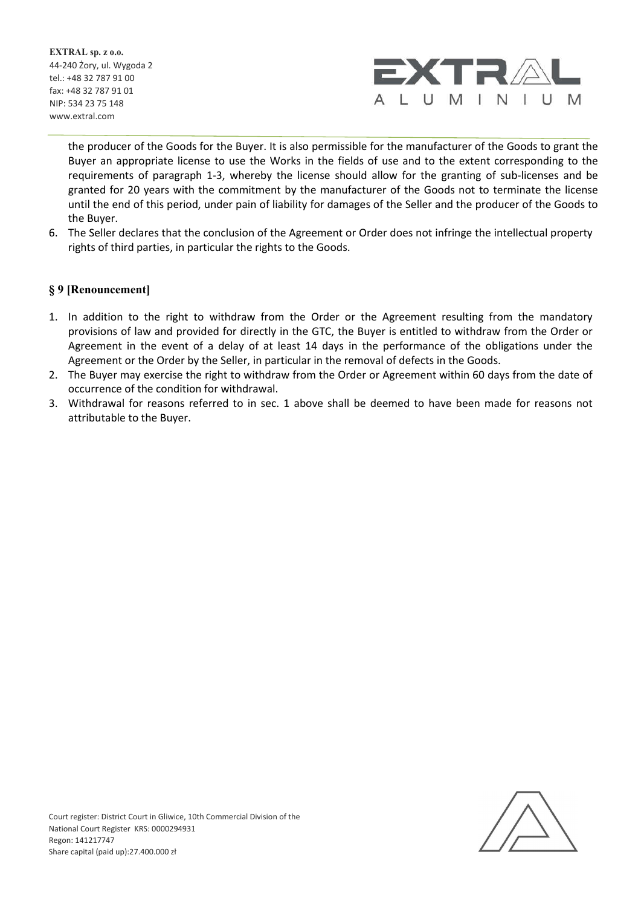the producer of the Goods for the Buyer. It is also permissible for the manufacturer of the Goods to grant the Buyer an appropriate license to use the Works in the fields of use and to the extent corresponding to the requirements of paragraph 1-3, whereby the license should allow for the granting of sub-licenses and be granted for 20 years with the commitment by the manufacturer of the Goods not to terminate the license until the end of this period, under pain of liability for damages of the Seller and the producer of the Goods to the Buyer.

6. The Seller declares that the conclusion of the Agreement or Order does not infringe the intellectual property rights of third parties, in particular the rights to the Goods.

## § 9 [Renouncement]

1. In addition to the right to withdraw from the Order or the Agreement resulting from the mandatory provisions of law and provided for directly in the GTC, the Buyer is entitled to withdraw from the Order or Agreement in the event of a delay of at least 14 days in the performance of the obligations under the Agreement or the Order by the Seller, in particular in the removal of defects in the Goods.
2. The Buyer may exercise the right to withdraw from the Order or Agreement within 60 days from the date of occurrence of the condition for withdrawal.
3. Withdrawal for reasons referred to in sec. 1 above shall be deemed to have been made for reasons not attributable to the Buyer.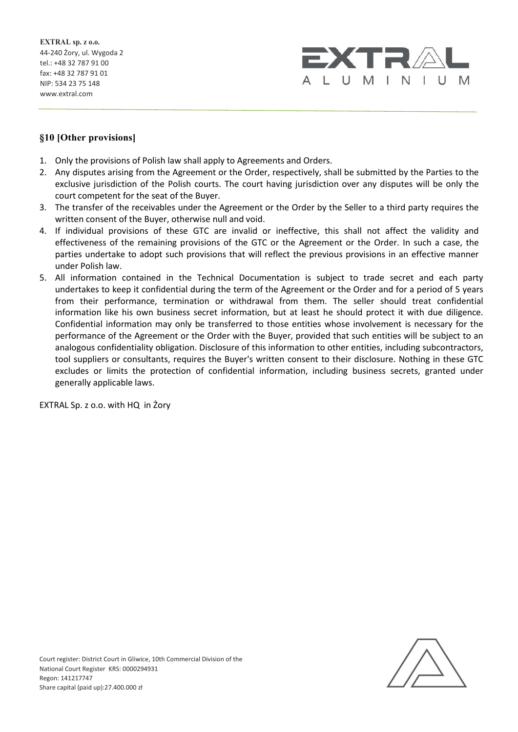## §10 [Other provisions]

1. Only the provisions of Polish law shall apply to Agreements and Orders.
2. Any disputes arising from the Agreement or the Order, respectively, shall be submitted by the Parties to the exclusive jurisdiction of the Polish courts. The court having jurisdiction over any disputes will be only the court competent for the seat of the Buyer.
3. The transfer of the receivables under the Agreement or the Order by the Seller to a third party requires the written consent of the Buyer, otherwise null and void.
4. If individual provisions of these GTC are invalid or ineffective, this shall not affect the validity and effectiveness of the remaining provisions of the GTC or the Agreement or the Order. In such a case, the parties undertake to adopt such provisions that will reflect the previous provisions in an effective manner under Polish law.
5. All information contained in the Technical Documentation is subject to trade secret and each party undertakes to keep it confidential during the term of the Agreement or the Order and for a period of 5 years from their performance, termination or withdrawal from them. The seller should treat confidential information like his own business secret information, but at least he should protect it with due diligence. Confidential information may only be transferred to those entities whose involvement is necessary for the performance of the Agreement or the Order with the Buyer, provided that such entities will be subject to an analogous confidentiality obligation. Disclosure of this information to other entities, including subcontractors, tool suppliers or consultants, requires the Buyer's written consent to their disclosure. Nothing in these GTC excludes or limits the protection of confidential information, including business secrets, granted under generally applicable laws.

EXTRAL Sp. z o.o. with HQ in Żory